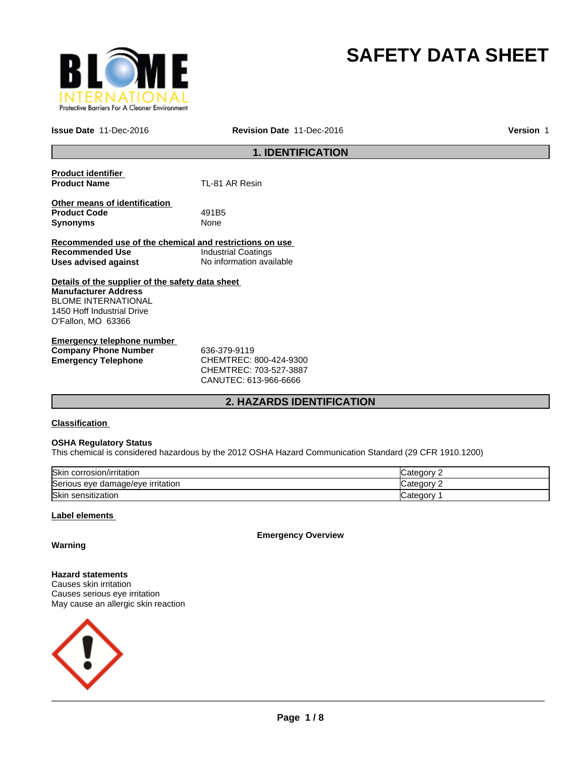# SAFETY DATA SHEET

**Issue Date** 11-Dec-2016 **Revision Date** 11-Dec-2016 **Version** 1

## 1. IDENTIFICATION

**Product identifier**

**Product Name** TL-81 AR Resin

**Other means of identification**

**Product Code** 491B5

**Synonyms** None

**Recommended use of the chemical and restrictions on use**

**Recommended Use** Industrial Coatings

**Uses advised against** No information available

**Details of the supplier of the safety data sheet**

**Manufacturer Address**
BLOME INTERNATIONAL
1450 Hoff Industrial Drive
O'Fallon, MO 63366

**Emergency telephone number**

**Company Phone Number** 636-379-9119

**Emergency Telephone** CHEMTREC: 800-424-9300
CHEMTREC: 703-527-3887
CANUTEC: 613-966-6666

## 2. HAZARDS IDENTIFICATION

**Classification**

**OSHA Regulatory Status**
This chemical is considered hazardous by the 2012 OSHA Hazard Communication Standard (29 CFR 1910.1200)

| Hazard | Category |
|---|---|
| Skin corrosion/irritation | Category 2 |
| Serious eye damage/eye irritation | Category 2 |
| Skin sensitization | Category 1 |

**Label elements**

**Emergency Overview**

**Warning**

**Hazard statements**
Causes skin irritation
Causes serious eye irritation
May cause an allergic skin reaction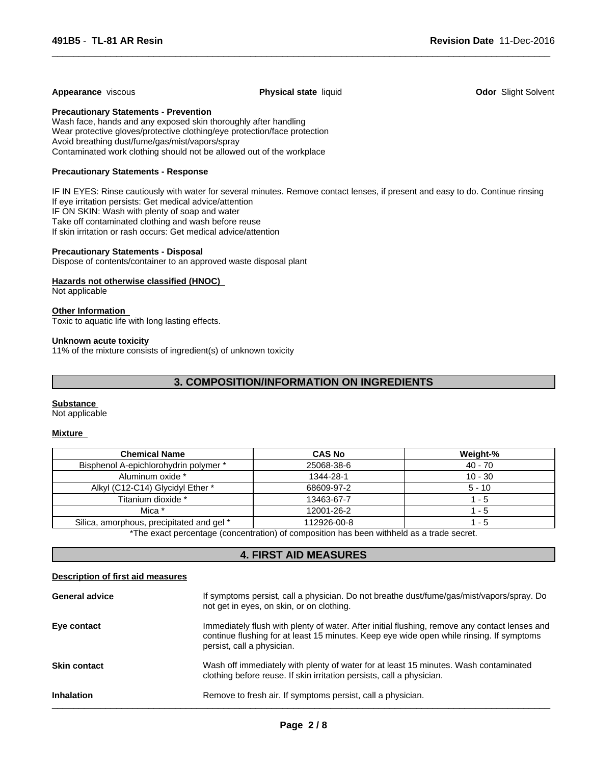**Appearance** viscous **Physical state** liquid **Odor** Slight Solvent

**Precautionary Statements - Prevention**

Wash face, hands and any exposed skin thoroughly after handling
Wear protective gloves/protective clothing/eye protection/face protection
Avoid breathing dust/fume/gas/mist/vapors/spray
Contaminated work clothing should not be allowed out of the workplace

**Precautionary Statements - Response**

IF IN EYES: Rinse cautiously with water for several minutes. Remove contact lenses, if present and easy to do. Continue rinsing
If eye irritation persists: Get medical advice/attention
IF ON SKIN: Wash with plenty of soap and water
Take off contaminated clothing and wash before reuse
If skin irritation or rash occurs: Get medical advice/attention

**Precautionary Statements - Disposal**

Dispose of contents/container to an approved waste disposal plant

**Hazards not otherwise classified (HNOC)**

Not applicable

**Other Information**

Toxic to aquatic life with long lasting effects.

**Unknown acute toxicity**

11% of the mixture consists of ingredient(s) of unknown toxicity

## 3. COMPOSITION/INFORMATION ON INGREDIENTS

**Substance**

Not applicable

**Mixture**

| Chemical Name | CAS No | Weight-% |
|---|---|---|
| Bisphenol A-epichlorohydrin polymer * | 25068-38-6 | 40 - 70 |
| Aluminum oxide * | 1344-28-1 | 10 - 30 |
| Alkyl (C12-C14) Glycidyl Ether * | 68609-97-2 | 5 - 10 |
| Titanium dioxide * | 13463-67-7 | 1 - 5 |
| Mica * | 12001-26-2 | 1 - 5 |
| Silica, amorphous, precipitated and gel * | 112926-00-8 | 1 - 5 |

*The exact percentage (concentration) of composition has been withheld as a trade secret.

## 4. FIRST AID MEASURES

**Description of first aid measures**

**General advice** If symptoms persist, call a physician. Do not breathe dust/fume/gas/mist/vapors/spray. Do not get in eyes, on skin, or on clothing.

**Eye contact** Immediately flush with plenty of water. After initial flushing, remove any contact lenses and continue flushing for at least 15 minutes. Keep eye wide open while rinsing. If symptoms persist, call a physician.

**Skin contact** Wash off immediately with plenty of water for at least 15 minutes. Wash contaminated clothing before reuse. If skin irritation persists, call a physician.

**Inhalation** Remove to fresh air. If symptoms persist, call a physician.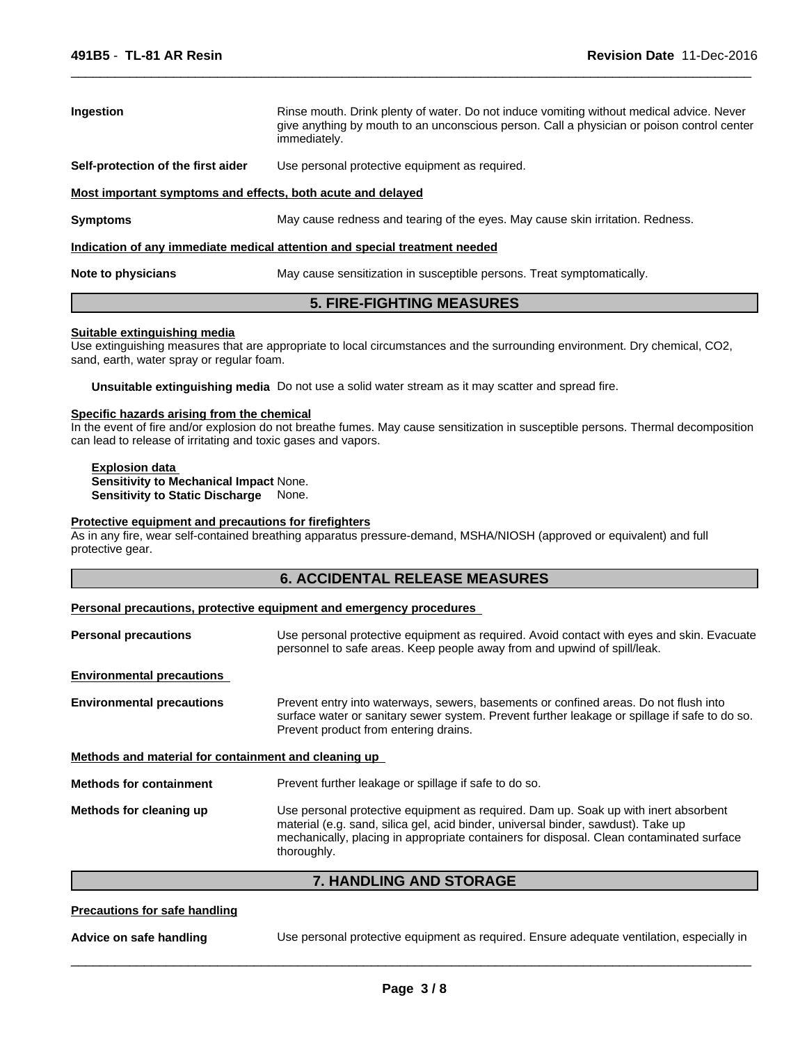**Ingestion** Rinse mouth. Drink plenty of water. Do not induce vomiting without medical advice. Never give anything by mouth to an unconscious person. Call a physician or poison control center immediately.

**Self-protection of the first aider** Use personal protective equipment as required.

**Most important symptoms and effects, both acute and delayed**

**Symptoms** May cause redness and tearing of the eyes. May cause skin irritation. Redness.

**Indication of any immediate medical attention and special treatment needed**

**Note to physicians** May cause sensitization in susceptible persons. Treat symptomatically.

## 5. FIRE-FIGHTING MEASURES

**Suitable extinguishing media**

Use extinguishing measures that are appropriate to local circumstances and the surrounding environment. Dry chemical, $CO_2$, sand, earth, water spray or regular foam.

**Unsuitable extinguishing media** Do not use a solid water stream as it may scatter and spread fire.

**Specific hazards arising from the chemical**

In the event of fire and/or explosion do not breathe fumes. May cause sensitization in susceptible persons. Thermal decomposition can lead to release of irritating and toxic gases and vapors.

**Explosion data**

**Sensitivity to Mechanical Impact** None.

**Sensitivity to Static Discharge** None.

**Protective equipment and precautions for firefighters**

As in any fire, wear self-contained breathing apparatus pressure-demand, MSHA/NIOSH (approved or equivalent) and full protective gear.

## 6. ACCIDENTAL RELEASE MEASURES

**Personal precautions, protective equipment and emergency procedures**

**Personal precautions** Use personal protective equipment as required. Avoid contact with eyes and skin. Evacuate personnel to safe areas. Keep people away from and upwind of spill/leak.

**Environmental precautions**

**Environmental precautions** Prevent entry into waterways, sewers, basements or confined areas. Do not flush into surface water or sanitary sewer system. Prevent further leakage or spillage if safe to do so. Prevent product from entering drains.

**Methods and material for containment and cleaning up**

**Methods for containment** Prevent further leakage or spillage if safe to do so.

**Methods for cleaning up** Use personal protective equipment as required. Dam up. Soak up with inert absorbent material (e.g. sand, silica gel, acid binder, universal binder, sawdust). Take up mechanically, placing in appropriate containers for disposal. Clean contaminated surface thoroughly.

## 7. HANDLING AND STORAGE

**Precautions for safe handling**

**Advice on safe handling** Use personal protective equipment as required. Ensure adequate ventilation, especially in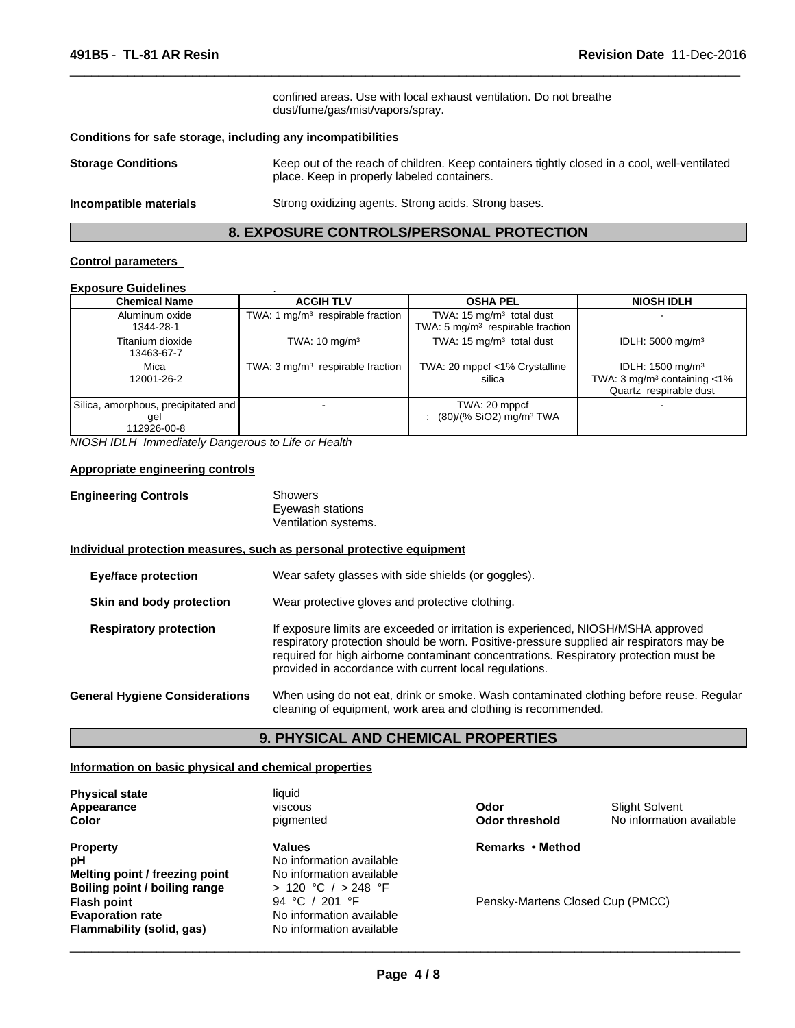confined areas. Use with local exhaust ventilation. Do not breathe dust/fume/gas/mist/vapors/spray.

**Conditions for safe storage, including any incompatibilities**

**Storage Conditions** Keep out of the reach of children. Keep containers tightly closed in a cool, well-ventilated place. Keep in properly labeled containers.

**Incompatible materials** Strong oxidizing agents. Strong acids. Strong bases.

## 8. EXPOSURE CONTROLS/PERSONAL PROTECTION

**Control parameters**

**Exposure Guidelines** .

| Chemical Name | ACGIH TLV | OSHA PEL | NIOSH IDLH |
|---|---|---|---|
| Aluminum oxide 1344-28-1 | TWA: 1 mg/m³ respirable fraction | TWA: 15 mg/m³ total dust TWA: 5 mg/m³ respirable fraction | - |
| Titanium dioxide 13463-67-7 | TWA: 10 mg/m³ | TWA: 15 mg/m³ total dust | IDLH: 5000 mg/m³ |
| Mica 12001-26-2 | TWA: 3 mg/m³ respirable fraction | TWA: 20 mppcf <1% Crystalline silica | IDLH: 1500 mg/m³ TWA: 3 mg/m³ containing <1% Quartz respirable dust |
| Silica, amorphous, precipitated and gel 112926-00-8 | - | TWA: 20 mppcf : (80)/(% $SiO_2$) mg/m³ TWA | - |

*NIOSH IDLH Immediately Dangerous to Life or Health*

**Appropriate engineering controls**

**Engineering Controls** Showers
Eyewash stations
Ventilation systems.

**Individual protection measures, such as personal protective equipment**

**Eye/face protection** Wear safety glasses with side shields (or goggles).

**Skin and body protection** Wear protective gloves and protective clothing.

**Respiratory protection** If exposure limits are exceeded or irritation is experienced, NIOSH/MSHA approved respiratory protection should be worn. Positive-pressure supplied air respirators may be required for high airborne contaminant concentrations. Respiratory protection must be provided in accordance with current local regulations.

**General Hygiene Considerations** When using do not eat, drink or smoke. Wash contaminated clothing before reuse. Regular cleaning of equipment, work area and clothing is recommended.

## 9. PHYSICAL AND CHEMICAL PROPERTIES

**Information on basic physical and chemical properties**

**Physical state** liquid
**Appearance** viscous
**Color** pigmented
**Odor** Slight Solvent
**Odor threshold** No information available

| Property | Values | Remarks • Method |
|---|---|---|
| pH | No information available | |
| Melting point / freezing point | No information available | |
| Boiling point / boiling range | > 120 °C / > 248 °F | |
| Flash point | 94 °C / 201 °F | Pensky-Martens Closed Cup (PMCC) |
| Evaporation rate | No information available | |
| Flammability (solid, gas) | No information available | |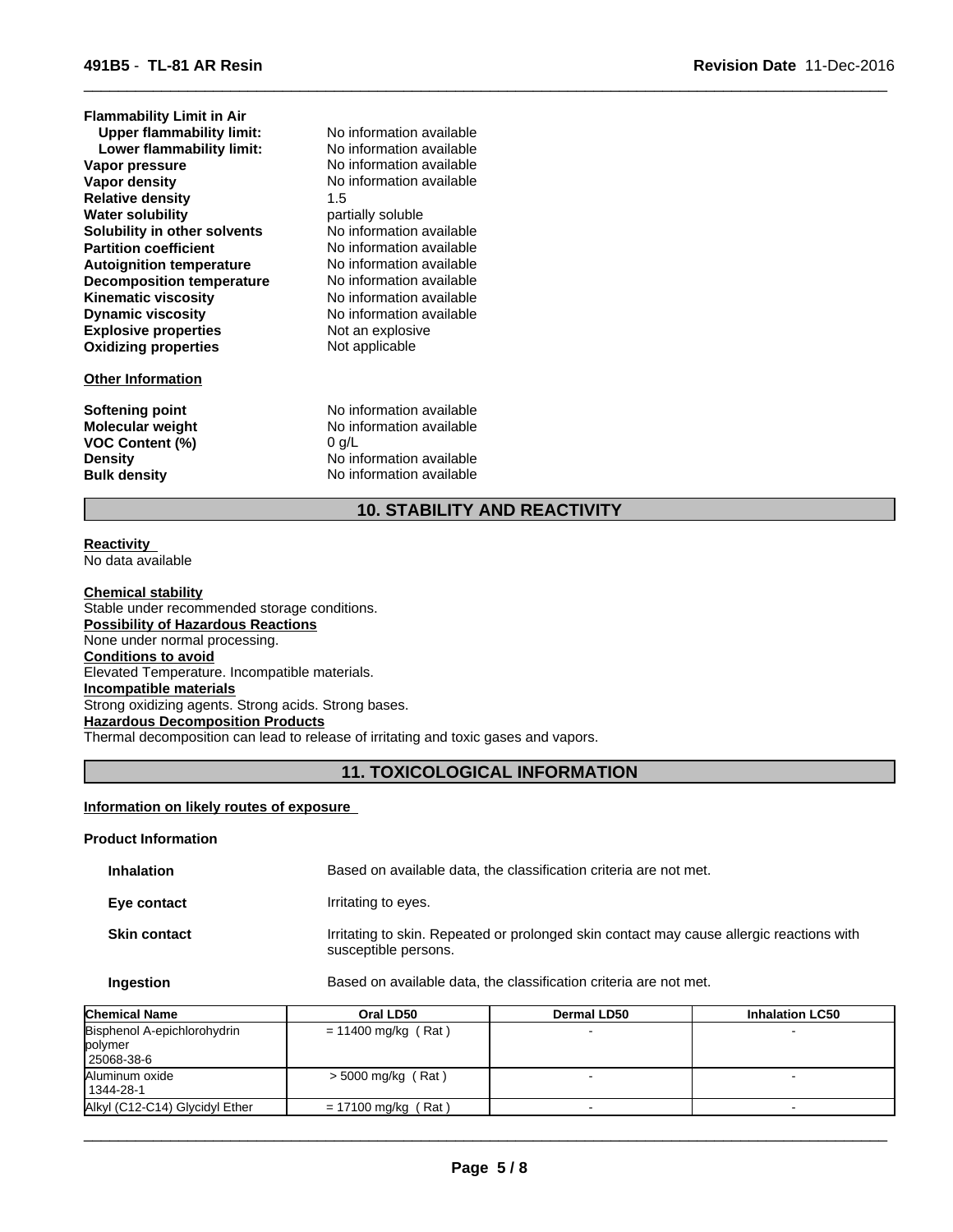**Flammability Limit in Air**

| | |
|---|---|
| **Upper flammability limit:** | No information available |
| **Lower flammability limit:** | No information available |
| **Vapor pressure** | No information available |
| **Vapor density** | No information available |
| **Relative density** | 1.5 |
| **Water solubility** | partially soluble |
| **Solubility in other solvents** | No information available |
| **Partition coefficient** | No information available |
| **Autoignition temperature** | No information available |
| **Decomposition temperature** | No information available |
| **Kinematic viscosity** | No information available |
| **Dynamic viscosity** | No information available |
| **Explosive properties** | Not an explosive |
| **Oxidizing properties** | Not applicable |

**Other Information**

| | |
|---|---|
| **Softening point** | No information available |
| **Molecular weight** | No information available |
| **VOC Content (%)** | 0 g/L |
| **Density** | No information available |
| **Bulk density** | No information available |

## 10. STABILITY AND REACTIVITY

**Reactivity**
No data available

**Chemical stability**
Stable under recommended storage conditions.

**Possibility of Hazardous Reactions**
None under normal processing.

**Conditions to avoid**
Elevated Temperature. Incompatible materials.

**Incompatible materials**
Strong oxidizing agents. Strong acids. Strong bases.

**Hazardous Decomposition Products**
Thermal decomposition can lead to release of irritating and toxic gases and vapors.

## 11. TOXICOLOGICAL INFORMATION

**Information on likely routes of exposure**

**Product Information**

| | |
|---|---|
| **Inhalation** | Based on available data, the classification criteria are not met. |
| **Eye contact** | Irritating to eyes. |
| **Skin contact** | Irritating to skin. Repeated or prolonged skin contact may cause allergic reactions with susceptible persons. |
| **Ingestion** | Based on available data, the classification criteria are not met. |

| Chemical Name | Oral LD50 | Dermal LD50 | Inhalation LC50 |
|---|---|---|---|
| Bisphenol A-epichlorohydrin polymer 25068-38-6 | = 11400 mg/kg ( Rat ) | - | - |
| Aluminum oxide 1344-28-1 | > 5000 mg/kg ( Rat ) | - | - |
| Alkyl (C12-C14) Glycidyl Ether | = 17100 mg/kg ( Rat ) | - | - |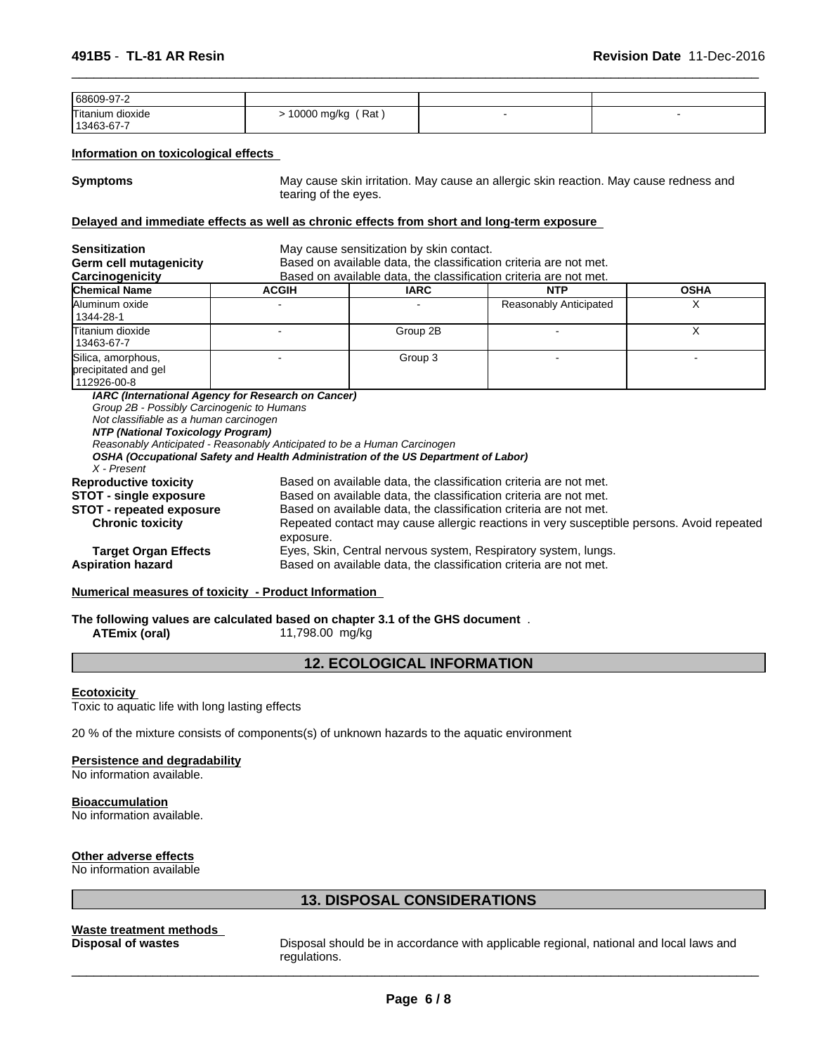| | | | |
|---|---|---|---|
| 68609-97-2 | | | |
| Titanium dioxide<br>13463-67-7 | > 10000 mg/kg ( Rat ) | - | - |

**Information on toxicological effects**

**Symptoms** May cause skin irritation. May cause an allergic skin reaction. May cause redness and tearing of the eyes.

**Delayed and immediate effects as well as chronic effects from short and long-term exposure**

**Sensitization** May cause sensitization by skin contact.
**Germ cell mutagenicity** Based on available data, the classification criteria are not met.
**Carcinogenicity** Based on available data, the classification criteria are not met.

| Chemical Name | ACGIH | IARC | NTP | OSHA |
|---|---|---|---|---|
| Aluminum oxide<br>1344-28-1 | - | - | Reasonably Anticipated | X |
| Titanium dioxide<br>13463-67-7 | - | Group 2B | - | X |
| Silica, amorphous, precipitated and gel<br>112926-00-8 | - | Group 3 | - | - |

***IARC (International Agency for Research on Cancer)***
*Group 2B - Possibly Carcinogenic to Humans*
*Not classifiable as a human carcinogen*
***NTP (National Toxicology Program)***
*Reasonably Anticipated - Reasonably Anticipated to be a Human Carcinogen*
***OSHA (Occupational Safety and Health Administration of the US Department of Labor)***
*X - Present*

**Reproductive toxicity** Based on available data, the classification criteria are not met.
**STOT - single exposure** Based on available data, the classification criteria are not met.
**STOT - repeated exposure** Based on available data, the classification criteria are not met.
**Chronic toxicity** Repeated contact may cause allergic reactions in very susceptible persons. Avoid repeated exposure.
**Target Organ Effects** Eyes, Skin, Central nervous system, Respiratory system, lungs.
**Aspiration hazard** Based on available data, the classification criteria are not met.

**Numerical measures of toxicity - Product Information**

**The following values are calculated based on chapter 3.1 of the GHS document** .
**ATEmix (oral)** 11,798.00 mg/kg

## 12. ECOLOGICAL INFORMATION

**Ecotoxicity**
Toxic to aquatic life with long lasting effects

20 % of the mixture consists of components(s) of unknown hazards to the aquatic environment

**Persistence and degradability**
No information available.

**Bioaccumulation**
No information available.

**Other adverse effects**
No information available

## 13. DISPOSAL CONSIDERATIONS

**Waste treatment methods**
**Disposal of wastes** Disposal should be in accordance with applicable regional, national and local laws and regulations.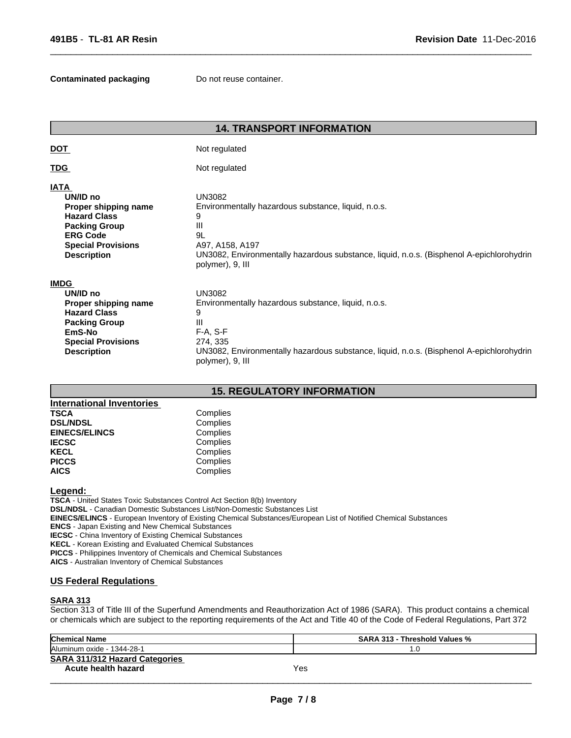**Contaminated packaging** Do not reuse container.

## 14. TRANSPORT INFORMATION

**DOT** Not regulated

**TDG** Not regulated

**IATA**

| | |
|---|---|
| **UN/ID no** | UN3082 |
| **Proper shipping name** | Environmentally hazardous substance, liquid, n.o.s. |
| **Hazard Class** | 9 |
| **Packing Group** | III |
| **ERG Code** | 9L |
| **Special Provisions** | A97, A158, A197 |
| **Description** | UN3082, Environmentally hazardous substance, liquid, n.o.s. (Bisphenol A-epichlorohydrin polymer), 9, III |

**IMDG**

| | |
|---|---|
| **UN/ID no** | UN3082 |
| **Proper shipping name** | Environmentally hazardous substance, liquid, n.o.s. |
| **Hazard Class** | 9 |
| **Packing Group** | III |
| **EmS-No** | F-A, S-F |
| **Special Provisions** | 274, 335 |
| **Description** | UN3082, Environmentally hazardous substance, liquid, n.o.s. (Bisphenol A-epichlorohydrin polymer), 9, III |

## 15. REGULATORY INFORMATION

**International Inventories**

| | |
|---|---|
| **TSCA** | Complies |
| **DSL/NDSL** | Complies |
| **EINECS/ELINCS** | Complies |
| **IECSC** | Complies |
| **KECL** | Complies |
| **PICCS** | Complies |
| **AICS** | Complies |

**Legend:**

**TSCA** - United States Toxic Substances Control Act Section 8(b) Inventory
**DSL/NDSL** - Canadian Domestic Substances List/Non-Domestic Substances List
**EINECS/ELINCS** - European Inventory of Existing Chemical Substances/European List of Notified Chemical Substances
**ENCS** - Japan Existing and New Chemical Substances
**IECSC** - China Inventory of Existing Chemical Substances
**KECL** - Korean Existing and Evaluated Chemical Substances
**PICCS** - Philippines Inventory of Chemicals and Chemical Substances
**AICS** - Australian Inventory of Chemical Substances

### US Federal Regulations

**SARA 313**
Section 313 of Title III of the Superfund Amendments and Reauthorization Act of 1986 (SARA). This product contains a chemical or chemicals which are subject to the reporting requirements of the Act and Title 40 of the Code of Federal Regulations, Part 372

| Chemical Name | SARA 313 - Threshold Values % |
|---|---|
| Aluminum oxide - 1344-28-1 | 1.0 |

**SARA 311/312 Hazard Categories**

| | |
|---|---|
| **Acute health hazard** | Yes |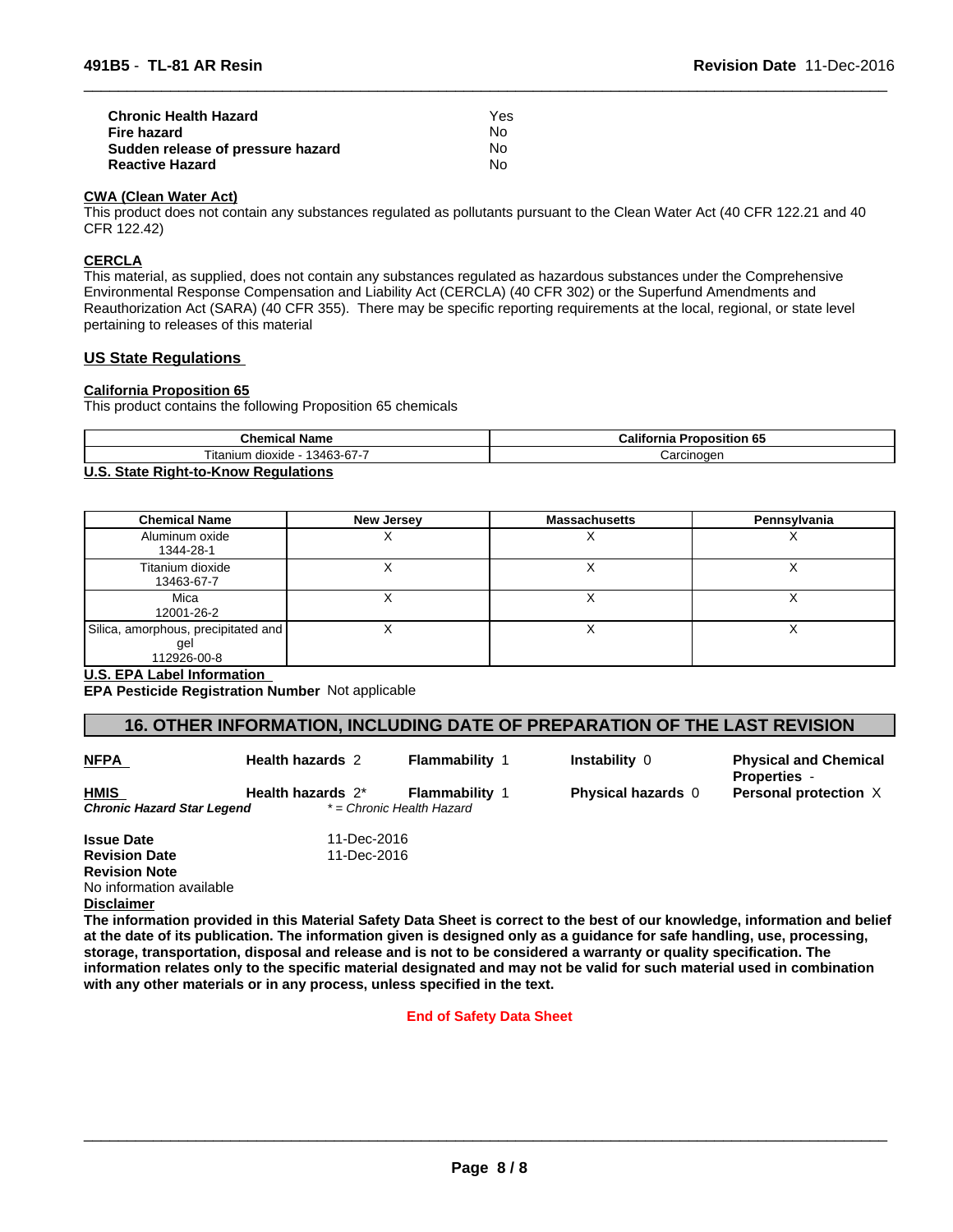| | |
|---|---|
| **Chronic Health Hazard** | Yes |
| **Fire hazard** | No |
| **Sudden release of pressure hazard** | No |
| **Reactive Hazard** | No |

**CWA (Clean Water Act)**

This product does not contain any substances regulated as pollutants pursuant to the Clean Water Act (40 CFR 122.21 and 40 CFR 122.42)

**CERCLA**

This material, as supplied, does not contain any substances regulated as hazardous substances under the Comprehensive Environmental Response Compensation and Liability Act (CERCLA) (40 CFR 302) or the Superfund Amendments and Reauthorization Act (SARA) (40 CFR 355). There may be specific reporting requirements at the local, regional, or state level pertaining to releases of this material

## US State Regulations

**California Proposition 65**

This product contains the following Proposition 65 chemicals

| Chemical Name | California Proposition 65 |
|---|---|
| Titanium dioxide - 13463-67-7 | Carcinogen |

**U.S. State Right-to-Know Regulations**

| Chemical Name | New Jersey | Massachusetts | Pennsylvania |
|---|---|---|---|
| Aluminum oxide<br>1344-28-1 | X | X | X |
| Titanium dioxide<br>13463-67-7 | X | X | X |
| Mica<br>12001-26-2 | X | X | X |
| Silica, amorphous, precipitated and gel<br>112926-00-8 | X | X | X |

**U.S. EPA Label Information**

**EPA Pesticide Registration Number** Not applicable

## 16. OTHER INFORMATION, INCLUDING DATE OF PREPARATION OF THE LAST REVISION

| | | | | |
|---|---|---|---|---|
| **NFPA** | **Health hazards** 2 | **Flammability** 1 | **Instability** 0 | **Physical and Chemical Properties** - |
| **HMIS** | **Health hazards** 2* | **Flammability** 1 | **Physical hazards** 0 | **Personal protection** X |

***Chronic Hazard Star Legend*** *\* = Chronic Health Hazard*

**Issue Date** 11-Dec-2016
**Revision Date** 11-Dec-2016
**Revision Note**
No information available

**Disclaimer**

**The information provided in this Material Safety Data Sheet is correct to the best of our knowledge, information and belief at the date of its publication. The information given is designed only as a guidance for safe handling, use, processing, storage, transportation, disposal and release and is not to be considered a warranty or quality specification. The information relates only to the specific material designated and may not be valid for such material used in combination with any other materials or in any process, unless specified in the text.**

**End of Safety Data Sheet**